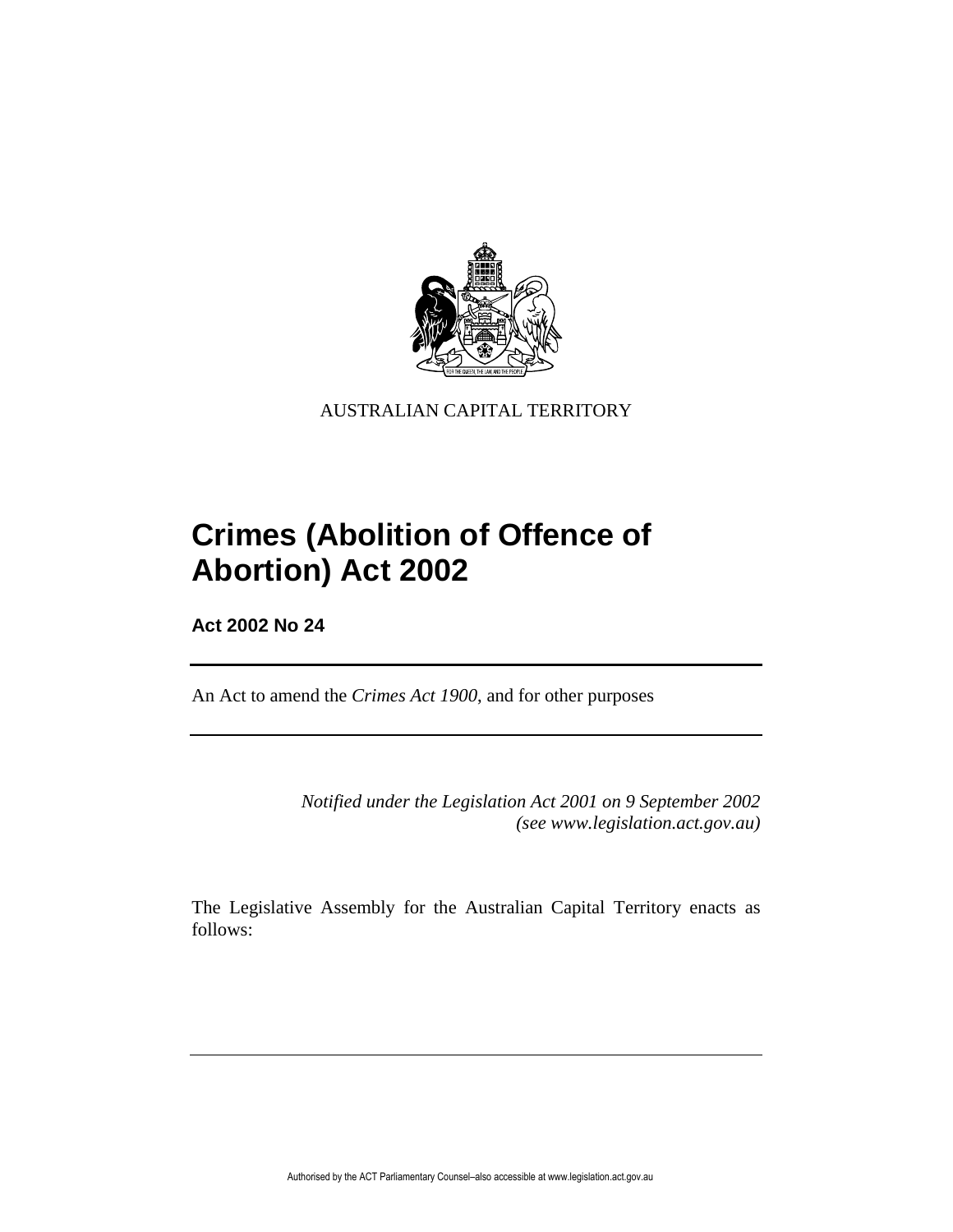AUSTRALIAN CAPITAL TERRITORY

# Crimes (Abolition of Offence of Abortion) Act 2002

**Act 2002 No 24**

An Act to amend the *Crimes Act 1900*, and for other purposes

*Notified under the Legislation Act 2001 on 9 September 2002 (see www.legislation.act.gov.au)*

The Legislative Assembly for the Australian Capital Territory enacts as follows: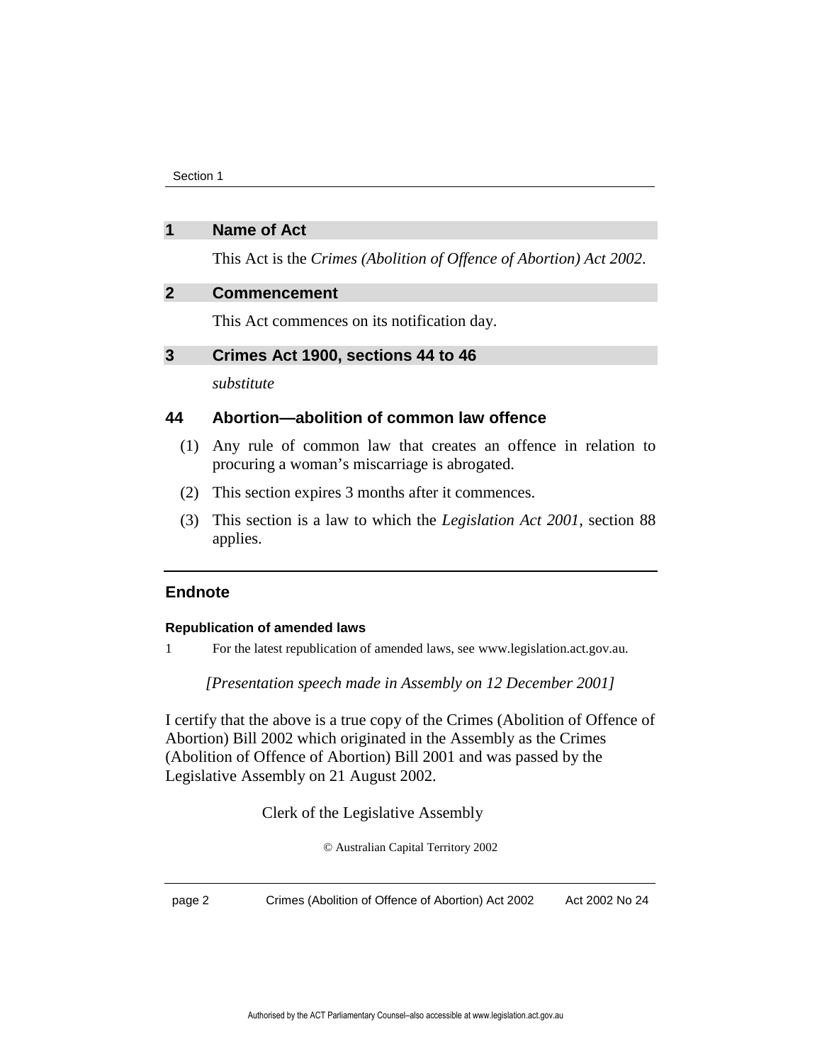## 1 Name of Act

This Act is the *Crimes (Abolition of Offence of Abortion) Act 2002*.

## 2 Commencement

This Act commences on its notification day.

## 3 Crimes Act 1900, sections 44 to 46

*substitute*

### 44 Abortion—abolition of common law offence

(1) Any rule of common law that creates an offence in relation to procuring a woman's miscarriage is abrogated.

(2) This section expires 3 months after it commences.

(3) This section is a law to which the *Legislation Act 2001*, section 88 applies.

## Endnote

#### Republication of amended laws

1 For the latest republication of amended laws, see www.legislation.act.gov.au.

*[Presentation speech made in Assembly on 12 December 2001]*

I certify that the above is a true copy of the Crimes (Abolition of Offence of Abortion) Bill 2002 which originated in the Assembly as the Crimes (Abolition of Offence of Abortion) Bill 2001 and was passed by the Legislative Assembly on 21 August 2002.

Clerk of the Legislative Assembly

© Australian Capital Territory 2002